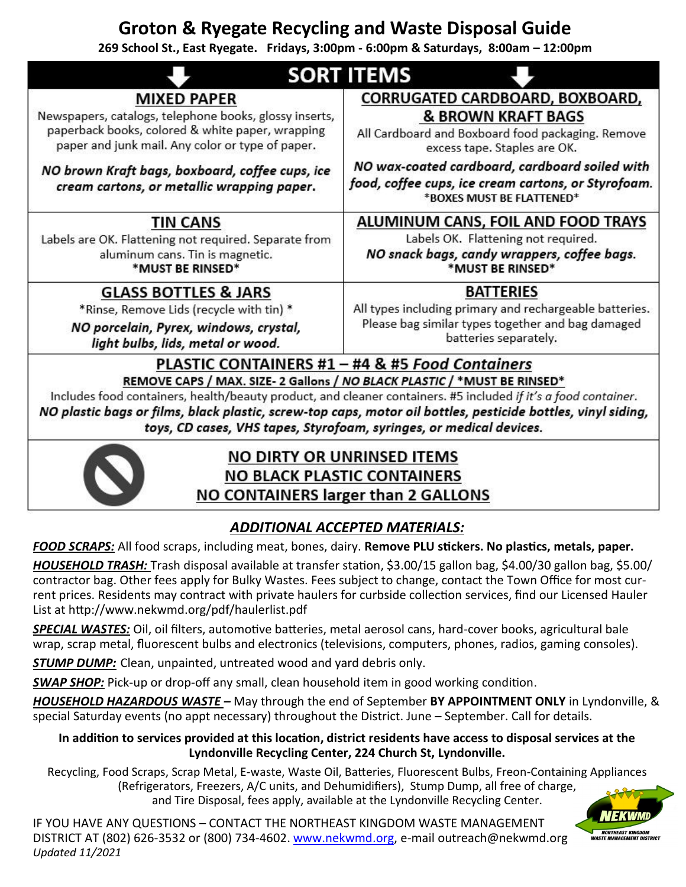# Groton & Ryegate Recycling and Waste Disposal Guide

**269 School St., East Ryegate. Fridays, 3:00pm - 6:00pm & Saturdays, 8:00am – 12:00pm**

## SORT ITEMS

### MIXED PAPER

Newspapers, catalogs, telephone books, glossy inserts, paperback books, colored & white paper, wrapping paper and junk mail. Any color or type of paper.

***NO brown Kraft bags, boxboard, coffee cups, ice cream cartons, or metallic wrapping paper.***

### CORRUGATED CARDBOARD, BOXBOARD, & BROWN KRAFT BAGS

All Cardboard and Boxboard food packaging. Remove excess tape. Staples are OK.

***NO wax-coated cardboard, cardboard soiled with food, coffee cups, ice cream cartons, or Styrofoam.***

**\*BOXES MUST BE FLATTENED\***

### TIN CANS

Labels are OK. Flattening not required. Separate from aluminum cans. Tin is magnetic.

**\*MUST BE RINSED\***

### ALUMINUM CANS, FOIL AND FOOD TRAYS

Labels OK. Flattening not required.

***NO snack bags, candy wrappers, coffee bags.***

**\*MUST BE RINSED\***

### GLASS BOTTLES & JARS

\*Rinse, Remove Lids (recycle with tin) \*

***NO porcelain, Pyrex, windows, crystal, light bulbs, lids, metal or wood.***

### BATTERIES

All types including primary and rechargeable batteries. Please bag similar types together and bag damaged batteries separately.

### PLASTIC CONTAINERS #1 – #4 & #5 *Food Containers*

**REMOVE CAPS / MAX. SIZE- 2 Gallons / *NO BLACK PLASTIC* / \*MUST BE RINSED\***

Includes food containers, health/beauty product, and cleaner containers. #5 included *if it's a food container*.

***NO plastic bags or films, black plastic, screw-top caps, motor oil bottles, pesticide bottles, vinyl siding, toys, CD cases, VHS tapes, Styrofoam, syringes, or medical devices.***

**NO DIRTY OR UNRINSED ITEMS**
**NO BLACK PLASTIC CONTAINERS**
**NO CONTAINERS larger than 2 GALLONS**

## *ADDITIONAL ACCEPTED MATERIALS:*

***FOOD SCRAPS:*** All food scraps, including meat, bones, dairy. **Remove PLU stickers. No plastics, metals, paper.**

***HOUSEHOLD TRASH:*** Trash disposal available at transfer station, $3.00/15 gallon bag, $4.00/30 gallon bag, $5.00/ contractor bag. Other fees apply for Bulky Wastes. Fees subject to change, contact the Town Office for most current prices. Residents may contract with private haulers for curbside collection services, find our Licensed Hauler List at http://www.nekwmd.org/pdf/haulerlist.pdf

***SPECIAL WASTES:*** Oil, oil filters, automotive batteries, metal aerosol cans, hard-cover books, agricultural bale wrap, scrap metal, fluorescent bulbs and electronics (televisions, computers, phones, radios, gaming consoles).

***STUMP DUMP:*** Clean, unpainted, untreated wood and yard debris only.

***SWAP SHOP:*** Pick-up or drop-off any small, clean household item in good working condition.

***HOUSEHOLD HAZARDOUS WASTE*** **–** May through the end of September **BY APPOINTMENT ONLY** in Lyndonville, & special Saturday events (no appt necessary) throughout the District. June – September. Call for details.

**In addition to services provided at this location, district residents have access to disposal services at the Lyndonville Recycling Center, 224 Church St, Lyndonville.**

Recycling, Food Scraps, Scrap Metal, E-waste, Waste Oil, Batteries, Fluorescent Bulbs, Freon-Containing Appliances (Refrigerators, Freezers, A/C units, and Dehumidifiers), Stump Dump, all free of charge, and Tire Disposal, fees apply, available at the Lyndonville Recycling Center.

IF YOU HAVE ANY QUESTIONS – CONTACT THE NORTHEAST KINGDOM WASTE MANAGEMENT DISTRICT AT (802) 626-3532 or (800) 734-4602. www.nekwmd.org, e-mail outreach@nekwmd.org

*Updated 11/2021*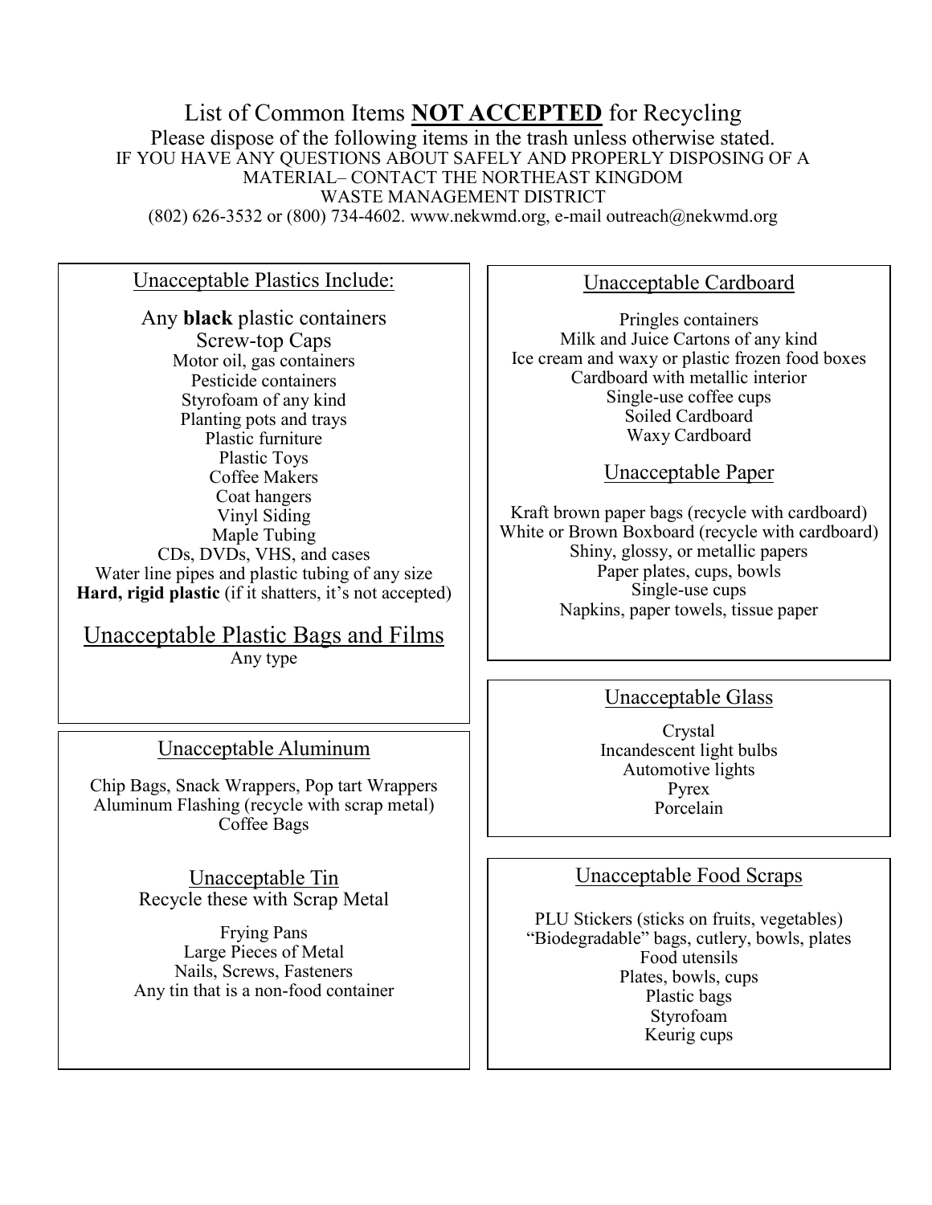# List of Common Items **NOT ACCEPTED** for Recycling

Please dispose of the following items in the trash unless otherwise stated.

IF YOU HAVE ANY QUESTIONS ABOUT SAFELY AND PROPERLY DISPOSING OF A MATERIAL– CONTACT THE NORTHEAST KINGDOM WASTE MANAGEMENT DISTRICT

(802) 626-3532 or (800) 734-4602. www.nekwmd.org, e-mail outreach@nekwmd.org

## Unacceptable Plastics Include:

Any **black** plastic containers
Screw-top Caps
Motor oil, gas containers
Pesticide containers
Styrofoam of any kind
Planting pots and trays
Plastic furniture
Plastic Toys
Coffee Makers
Coat hangers
Vinyl Siding
Maple Tubing
CDs, DVDs, VHS, and cases
Water line pipes and plastic tubing of any size
**Hard, rigid plastic** (if it shatters, it's not accepted)

## Unacceptable Plastic Bags and Films

Any type

## Unacceptable Aluminum

Chip Bags, Snack Wrappers, Pop tart Wrappers
Aluminum Flashing (recycle with scrap metal)
Coffee Bags

## Unacceptable Tin

Recycle these with Scrap Metal

Frying Pans
Large Pieces of Metal
Nails, Screws, Fasteners
Any tin that is a non-food container

## Unacceptable Cardboard

Pringles containers
Milk and Juice Cartons of any kind
Ice cream and waxy or plastic frozen food boxes
Cardboard with metallic interior
Single-use coffee cups
Soiled Cardboard
Waxy Cardboard

## Unacceptable Paper

Kraft brown paper bags (recycle with cardboard)
White or Brown Boxboard (recycle with cardboard)
Shiny, glossy, or metallic papers
Paper plates, cups, bowls
Single-use cups
Napkins, paper towels, tissue paper

## Unacceptable Glass

Crystal
Incandescent light bulbs
Automotive lights
Pyrex
Porcelain

## Unacceptable Food Scraps

PLU Stickers (sticks on fruits, vegetables)
"Biodegradable" bags, cutlery, bowls, plates
Food utensils
Plates, bowls, cups
Plastic bags
Styrofoam
Keurig cups